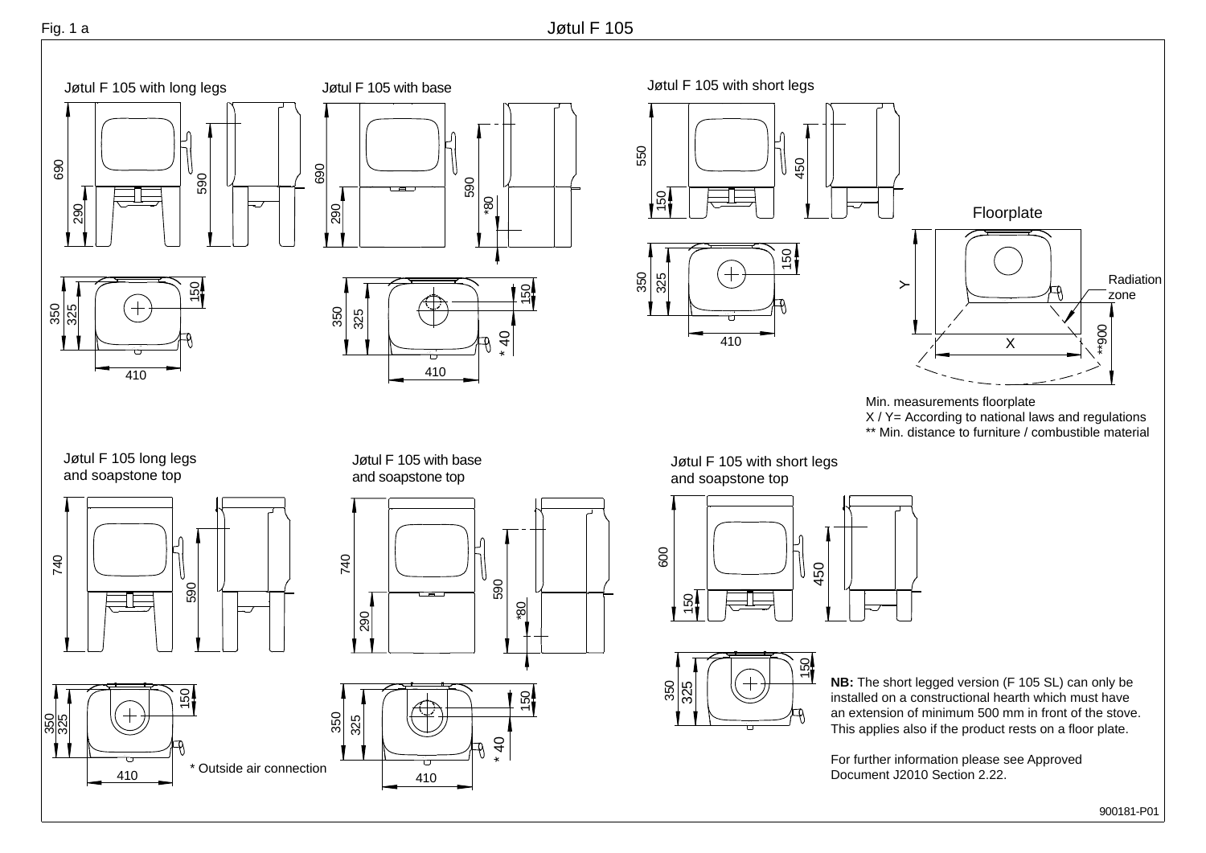Fig. 1 a

# Jøtul F 105

Jøtul F 105 with long legs

690 290 590

350 325 150

410

Jøtul F 105 with base

690 290 590 *80

350 325 150 * 40

410

Jøtul F 105 with short legs

550 150 450

350 325 150

410

Floorplate

Y X Radiation zone **900

Min. measurements floorplate
X / Y= According to national laws and regulations
** Min. distance to furniture / combustible material

Jøtul F 105 long legs and soapstone top

740 590

350 325 150

410

\* Outside air connection

Jøtul F 105 with base and soapstone top

740 290 590 *80

350 325 150 * 40

410

Jøtul F 105 with short legs and soapstone top

600 150 450

350 325 150

**NB:** The short legged version (F 105 SL) can only be installed on a constructional hearth which must have an extension of minimum 500 mm in front of the stove. This applies also if the product rests on a floor plate.

For further information please see Approved Document J2010 Section 2.22.

900181-P01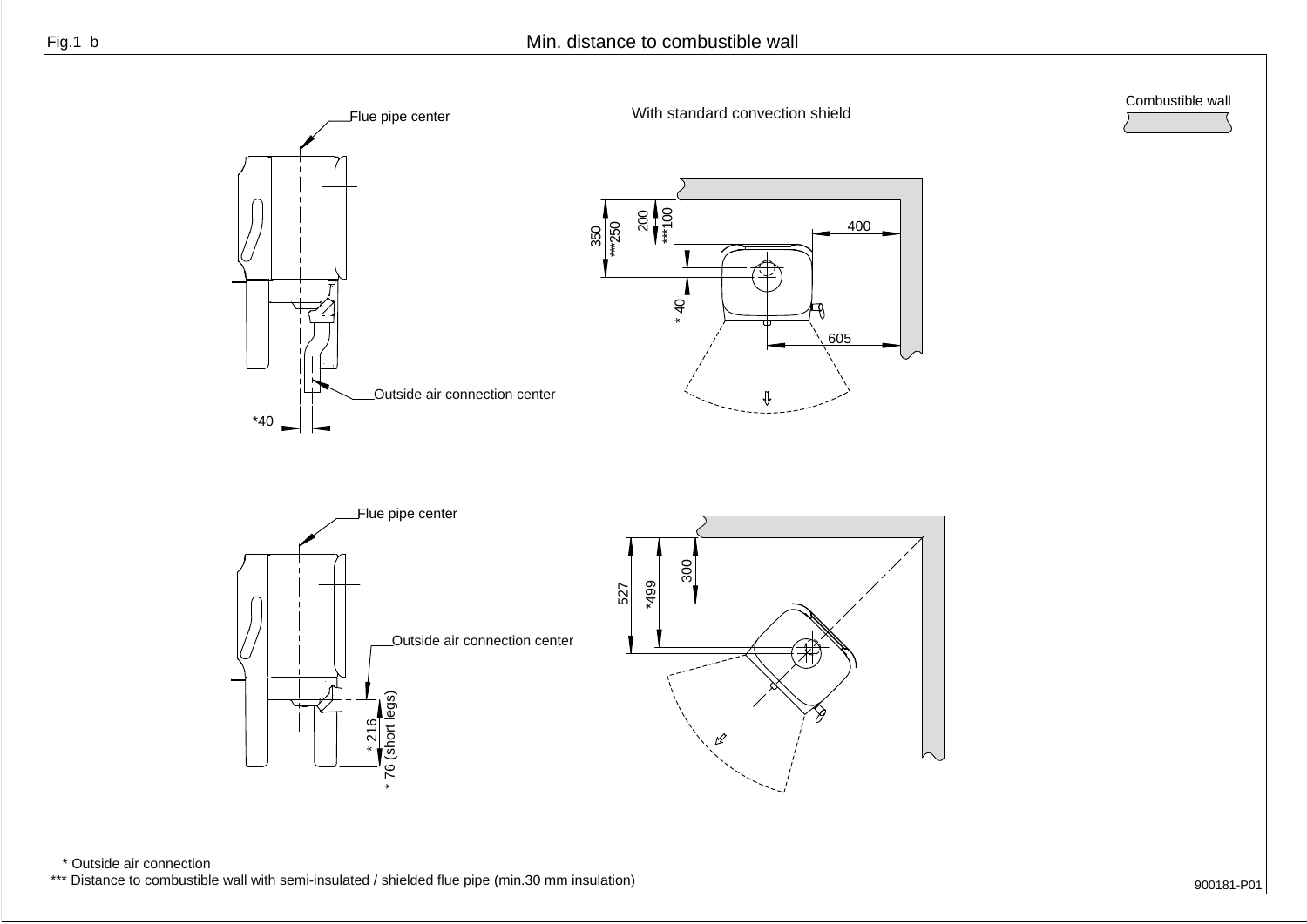Fig.1 b

# Min. distance to combustible wall

Combustible wall

With standard convection shield

Flue pipe center

Outside air connection center

*40

350

***250

200

***100

400

* 40

605

Flue pipe center

Outside air connection center

* 216

* 76 (short legs)

527

*499

300

\* Outside air connection

*** Distance to combustible wall with semi-insulated / shielded flue pipe (min.30 mm insulation)

900181-P01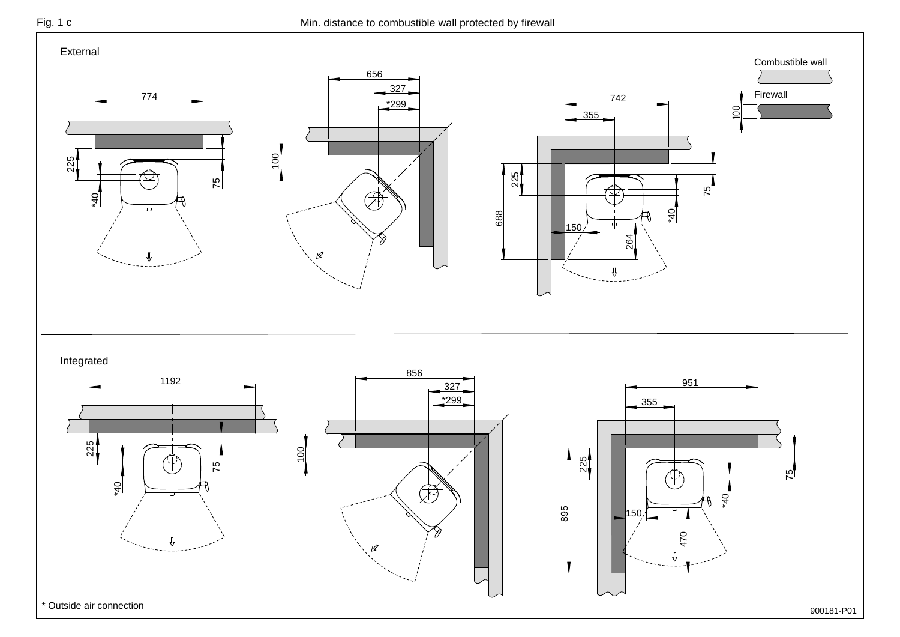Fig. 1 c

Min. distance to combustible wall protected by firewall

External

Combustible wall

Firewall

100

774

225

75

*40

656

327

*299

100

742

355

225

75

688

*40

150

264

Integrated

1192

225

75

*40

856

327

*299

100

951

355

225

75

*40

895

150

470

* Outside air connection

900181-P01